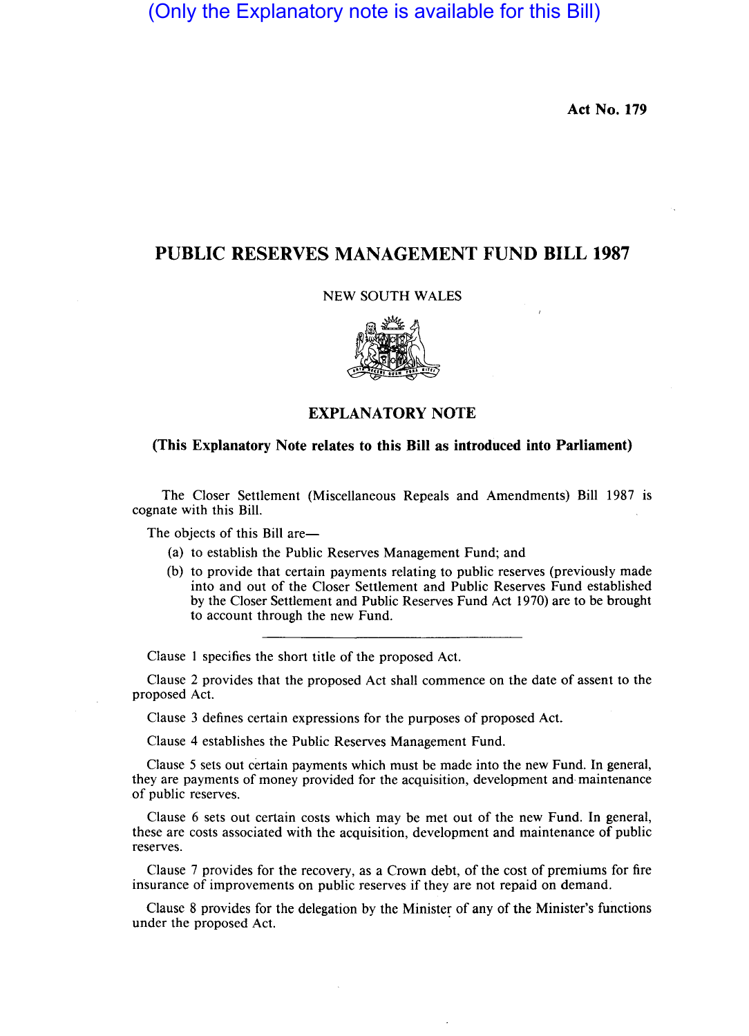(Only the Explanatory note is available for this Bill)

**Act No. 179**

# PUBLIC RESERVES MANAGEMENT FUND BILL 1987

NEW SOUTH WALES

## EXPLANATORY NOTE

**(This Explanatory Note relates to this Bill as introduced into Parliament)**

The Closer Settlement (Miscellaneous Repeals and Amendments) Bill 1987 is cognate with this Bill.

The objects of this Bill are—

(a) to establish the Public Reserves Management Fund; and

(b) to provide that certain payments relating to public reserves (previously made into and out of the Closer Settlement and Public Reserves Fund established by the Closer Settlement and Public Reserves Fund Act 1970) are to be brought to account through the new Fund.

---

Clause 1 specifies the short title of the proposed Act.

Clause 2 provides that the proposed Act shall commence on the date of assent to the proposed Act.

Clause 3 defines certain expressions for the purposes of proposed Act.

Clause 4 establishes the Public Reserves Management Fund.

Clause 5 sets out certain payments which must be made into the new Fund. In general, they are payments of money provided for the acquisition, development and maintenance of public reserves.

Clause 6 sets out certain costs which may be met out of the new Fund. In general, these are costs associated with the acquisition, development and maintenance of public reserves.

Clause 7 provides for the recovery, as a Crown debt, of the cost of premiums for fire insurance of improvements on public reserves if they are not repaid on demand.

Clause 8 provides for the delegation by the Minister of any of the Minister's functions under the proposed Act.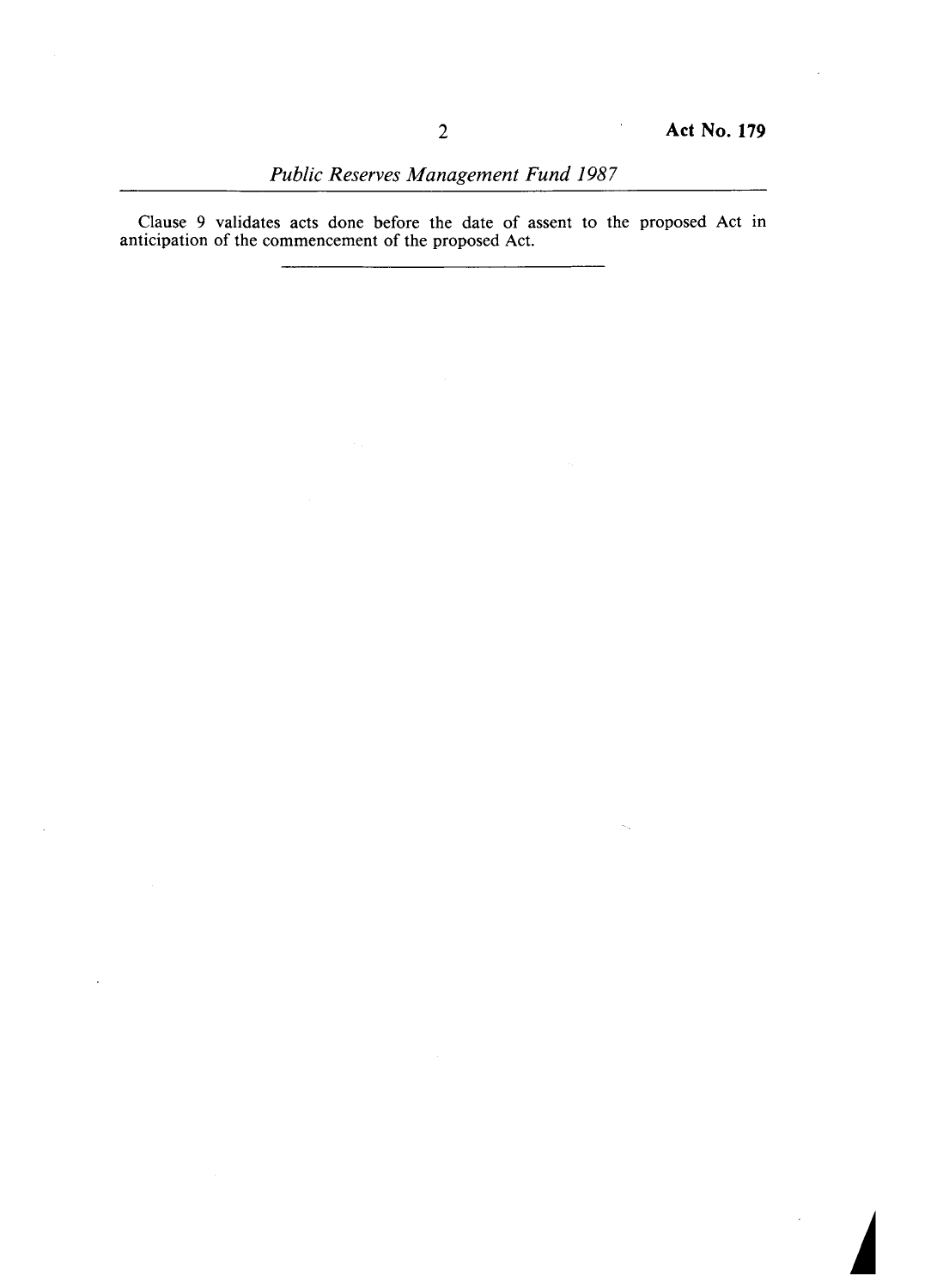Clause 9 validates acts done before the date of assent to the proposed Act in anticipation of the commencement of the proposed Act.

---